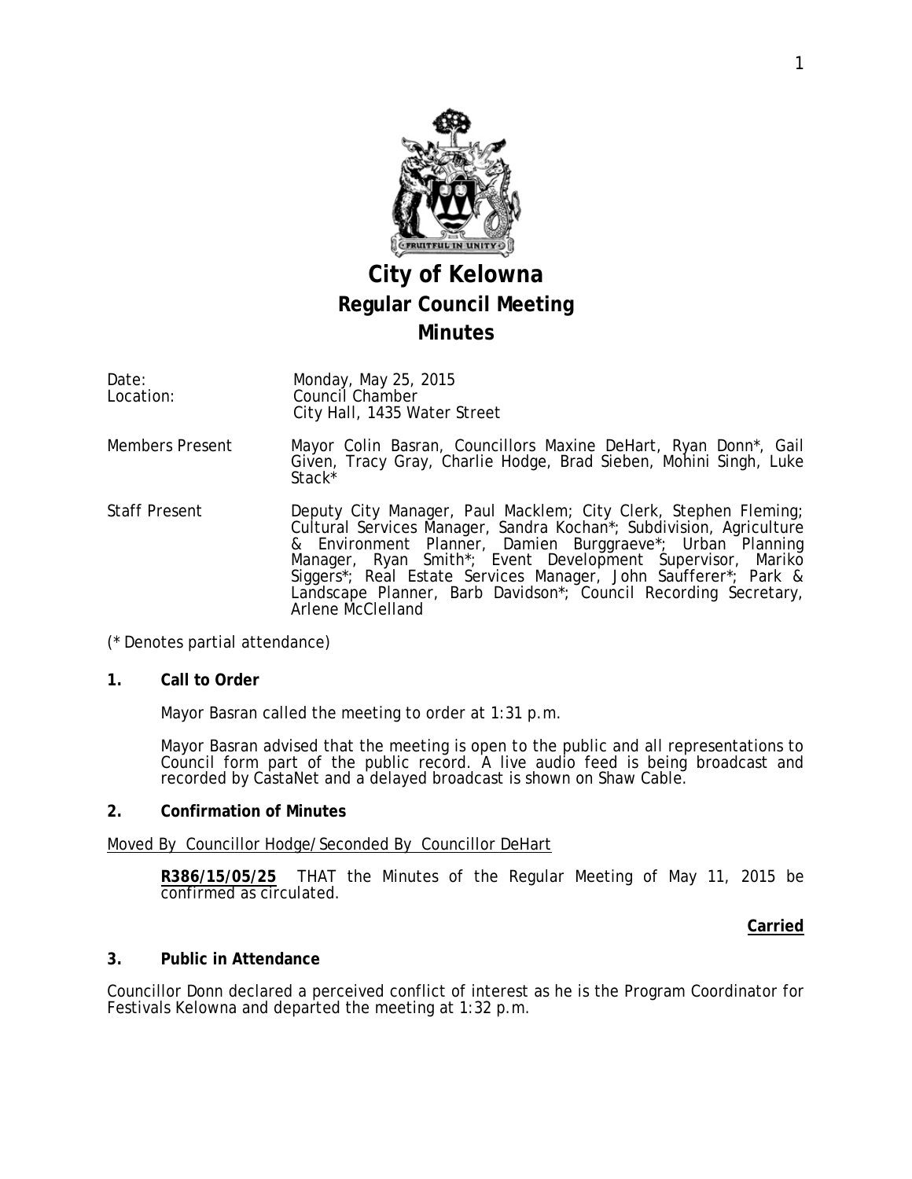# City of Kelowna
## Regular Council Meeting
## Minutes

| | |
|---|---|
| Date: | Monday, May 25, 2015 |
| Location: | Council Chamber<br>City Hall, 1435 Water Street |
| Members Present | Mayor Colin Basran, Councillors Maxine DeHart, Ryan Donn*, Gail Given, Tracy Gray, Charlie Hodge, Brad Sieben, Mohini Singh, Luke Stack* |
| Staff Present | Deputy City Manager, Paul Macklem; City Clerk, Stephen Fleming; Cultural Services Manager, Sandra Kochan*; Subdivision, Agriculture & Environment Planner, Damien Burggraeve*; Urban Planning Manager, Ryan Smith*; Event Development Supervisor, Mariko Siggers*; Real Estate Services Manager, John Saufferer*; Park & Landscape Planner, Barb Davidson*; Council Recording Secretary, Arlene McClelland |

(* Denotes partial attendance)

### 1. Call to Order

Mayor Basran called the meeting to order at 1:31 p.m.

Mayor Basran advised that the meeting is open to the public and all representations to Council form part of the public record. A live audio feed is being broadcast and recorded by CastaNet and a delayed broadcast is shown on Shaw Cable.

### 2. Confirmation of Minutes

Moved By Councillor Hodge/Seconded By Councillor DeHart

**R386/15/05/25** THAT the Minutes of the Regular Meeting of May 11, 2015 be confirmed as circulated.

**Carried**

### 3. Public in Attendance

Councillor Donn declared a perceived conflict of interest as he is the Program Coordinator for Festivals Kelowna and departed the meeting at 1:32 p.m.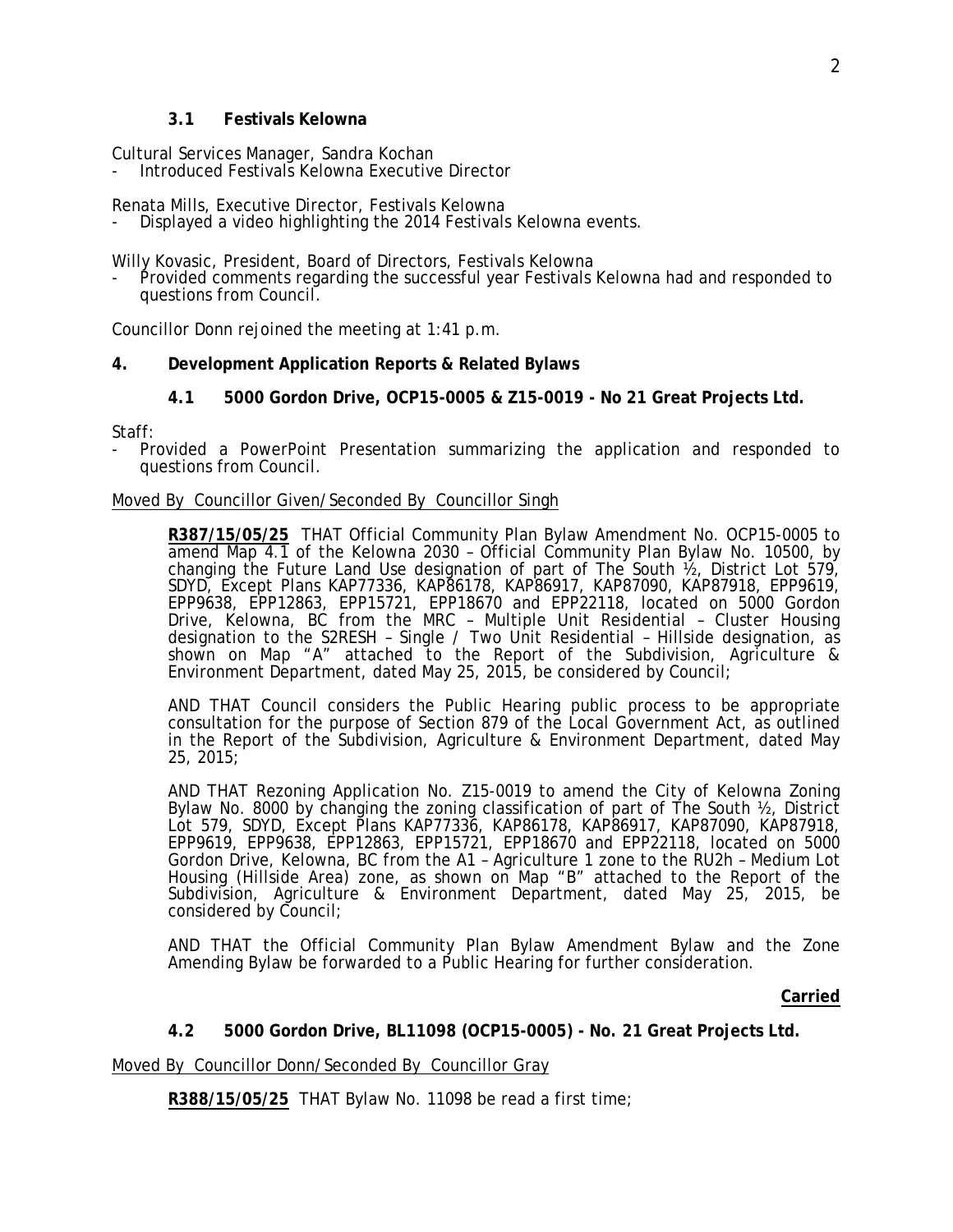### 3.1 Festivals Kelowna

Cultural Services Manager, Sandra Kochan

- Introduced Festivals Kelowna Executive Director

Renata Mills, Executive Director, Festivals Kelowna

- Displayed a video highlighting the 2014 Festivals Kelowna events.

Willy Kovasic, President, Board of Directors, Festivals Kelowna

- Provided comments regarding the successful year Festivals Kelowna had and responded to questions from Council.

Councillor Donn rejoined the meeting at 1:41 p.m.

## 4. Development Application Reports & Related Bylaws

### 4.1 5000 Gordon Drive, OCP15-0005 & Z15-0019 - No 21 Great Projects Ltd.

Staff:

- Provided a PowerPoint Presentation summarizing the application and responded to questions from Council.

Moved By Councillor Given/Seconded By Councillor Singh

> **R387/15/05/25** THAT Official Community Plan Bylaw Amendment No. OCP15-0005 to amend Map 4.1 of the Kelowna 2030 – Official Community Plan Bylaw No. 10500, by changing the Future Land Use designation of part of The South ½, District Lot 579, SDYD, Except Plans KAP77336, KAP86178, KAP86917, KAP87090, KAP87918, EPP9619, EPP9638, EPP12863, EPP15721, EPP18670 and EPP22118, located on 5000 Gordon Drive, Kelowna, BC from the MRC – Multiple Unit Residential – Cluster Housing designation to the S2RESH – Single / Two Unit Residential – Hillside designation, as shown on Map "A" attached to the Report of the Subdivision, Agriculture & Environment Department, dated May 25, 2015, be considered by Council;
>
> AND THAT Council considers the Public Hearing public process to be appropriate consultation for the purpose of Section 879 of the Local Government Act, as outlined in the Report of the Subdivision, Agriculture & Environment Department, dated May 25, 2015;
>
> AND THAT Rezoning Application No. Z15-0019 to amend the City of Kelowna Zoning Bylaw No. 8000 by changing the zoning classification of part of The South ½, District Lot 579, SDYD, Except Plans KAP77336, KAP86178, KAP86917, KAP87090, KAP87918, EPP9619, EPP9638, EPP12863, EPP15721, EPP18670 and EPP22118, located on 5000 Gordon Drive, Kelowna, BC from the A1 – Agriculture 1 zone to the RU2h – Medium Lot Housing (Hillside Area) zone, as shown on Map "B" attached to the Report of the Subdivision, Agriculture & Environment Department, dated May 25, 2015, be considered by Council;
>
> AND THAT the Official Community Plan Bylaw Amendment Bylaw and the Zone Amending Bylaw be forwarded to a Public Hearing for further consideration.

**Carried**

### 4.2 5000 Gordon Drive, BL11098 (OCP15-0005) - No. 21 Great Projects Ltd.

Moved By Councillor Donn/Seconded By Councillor Gray

> **R388/15/05/25** THAT Bylaw No. 11098 be read a first time;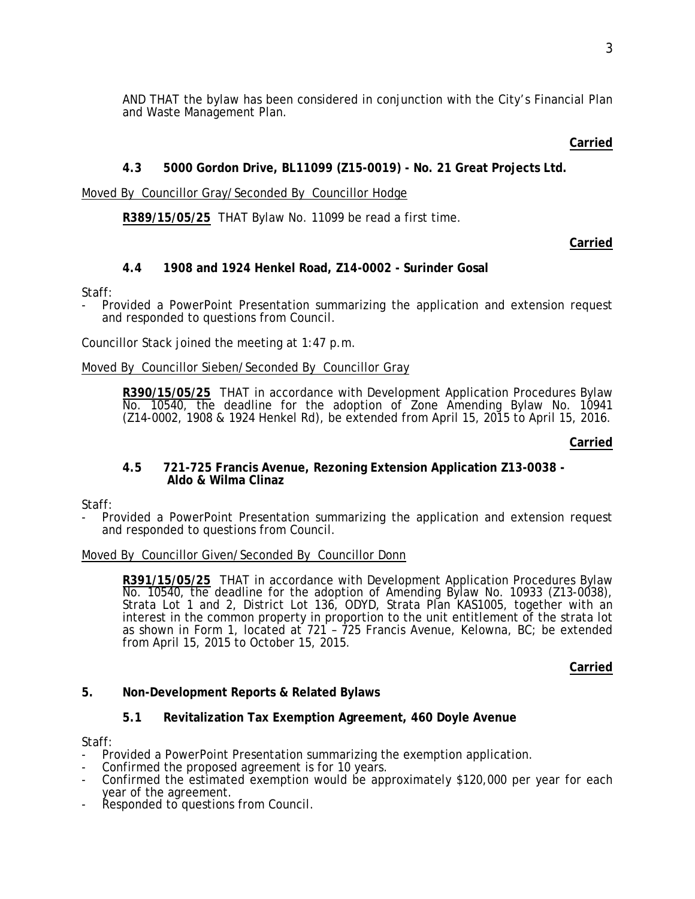AND THAT the bylaw has been considered in conjunction with the City's Financial Plan and Waste Management Plan.

**Carried**

### 4.3 5000 Gordon Drive, BL11099 (Z15-0019) - No. 21 Great Projects Ltd.

Moved By Councillor Gray/Seconded By Councillor Hodge

**R389/15/05/25** THAT Bylaw No. 11099 be read a first time.

**Carried**

### 4.4 1908 and 1924 Henkel Road, Z14-0002 - Surinder Gosal

Staff:

- Provided a PowerPoint Presentation summarizing the application and extension request and responded to questions from Council.

Councillor Stack joined the meeting at 1:47 p.m.

Moved By Councillor Sieben/Seconded By Councillor Gray

**R390/15/05/25** THAT in accordance with Development Application Procedures Bylaw No. 10540, the deadline for the adoption of Zone Amending Bylaw No. 10941 (Z14-0002, 1908 & 1924 Henkel Rd), be extended from April 15, 2015 to April 15, 2016.

**Carried**

### 4.5 721-725 Francis Avenue, Rezoning Extension Application Z13-0038 - Aldo & Wilma Clinaz

Staff:

- Provided a PowerPoint Presentation summarizing the application and extension request and responded to questions from Council.

Moved By Councillor Given/Seconded By Councillor Donn

**R391/15/05/25** THAT in accordance with Development Application Procedures Bylaw No. 10540, the deadline for the adoption of Amending Bylaw No. 10933 (Z13-0038), Strata Lot 1 and 2, District Lot 136, ODYD, Strata Plan KAS1005, together with an interest in the common property in proportion to the unit entitlement of the strata lot as shown in Form 1, located at 721 – 725 Francis Avenue, Kelowna, BC; be extended from April 15, 2015 to October 15, 2015.

**Carried**

## 5. Non-Development Reports & Related Bylaws

### 5.1 Revitalization Tax Exemption Agreement, 460 Doyle Avenue

Staff:

- Provided a PowerPoint Presentation summarizing the exemption application.
- Confirmed the proposed agreement is for 10 years.
- Confirmed the estimated exemption would be approximately $120,000 per year for each year of the agreement.
- Responded to questions from Council.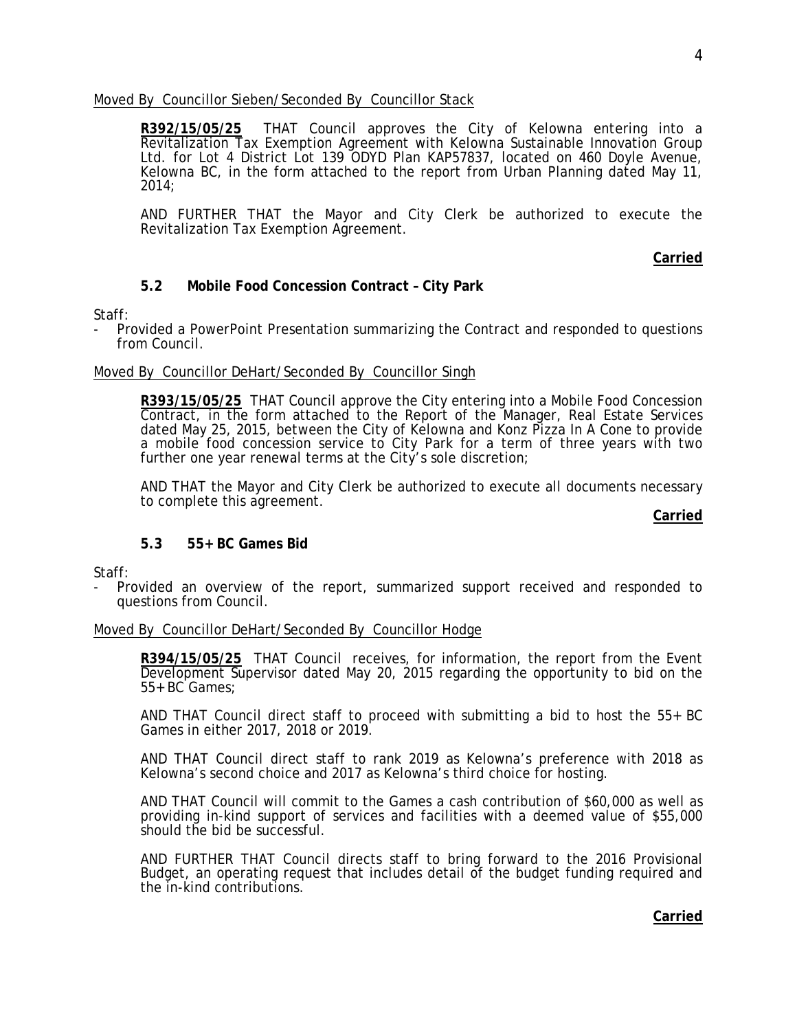Moved By Councillor Sieben/Seconded By Councillor Stack

**R392/15/05/25** THAT Council approves the City of Kelowna entering into a Revitalization Tax Exemption Agreement with Kelowna Sustainable Innovation Group Ltd. for Lot 4 District Lot 139 ODYD Plan KAP57837, located on 460 Doyle Avenue, Kelowna BC, in the form attached to the report from Urban Planning dated May 11, 2014;

AND FURTHER THAT the Mayor and City Clerk be authorized to execute the Revitalization Tax Exemption Agreement.

**Carried**

### 5.2 Mobile Food Concession Contract – City Park

Staff:

- Provided a PowerPoint Presentation summarizing the Contract and responded to questions from Council.

Moved By Councillor DeHart/Seconded By Councillor Singh

**R393/15/05/25** THAT Council approve the City entering into a Mobile Food Concession Contract, in the form attached to the Report of the Manager, Real Estate Services dated May 25, 2015, between the City of Kelowna and Konz Pizza In A Cone to provide a mobile food concession service to City Park for a term of three years with two further one year renewal terms at the City's sole discretion;

AND THAT the Mayor and City Clerk be authorized to execute all documents necessary to complete this agreement.

**Carried**

### 5.3 55+ BC Games Bid

Staff:

- Provided an overview of the report, summarized support received and responded to questions from Council.

Moved By Councillor DeHart/Seconded By Councillor Hodge

**R394/15/05/25** THAT Council receives, for information, the report from the Event Development Supervisor dated May 20, 2015 regarding the opportunity to bid on the 55+ BC Games;

AND THAT Council direct staff to proceed with submitting a bid to host the 55+ BC Games in either 2017, 2018 or 2019.

AND THAT Council direct staff to rank 2019 as Kelowna's preference with 2018 as Kelowna's second choice and 2017 as Kelowna's third choice for hosting.

AND THAT Council will commit to the Games a cash contribution of $60,000 as well as providing in-kind support of services and facilities with a deemed value of $55,000 should the bid be successful.

AND FURTHER THAT Council directs staff to bring forward to the 2016 Provisional Budget, an operating request that includes detail of the budget funding required and the in-kind contributions.

**Carried**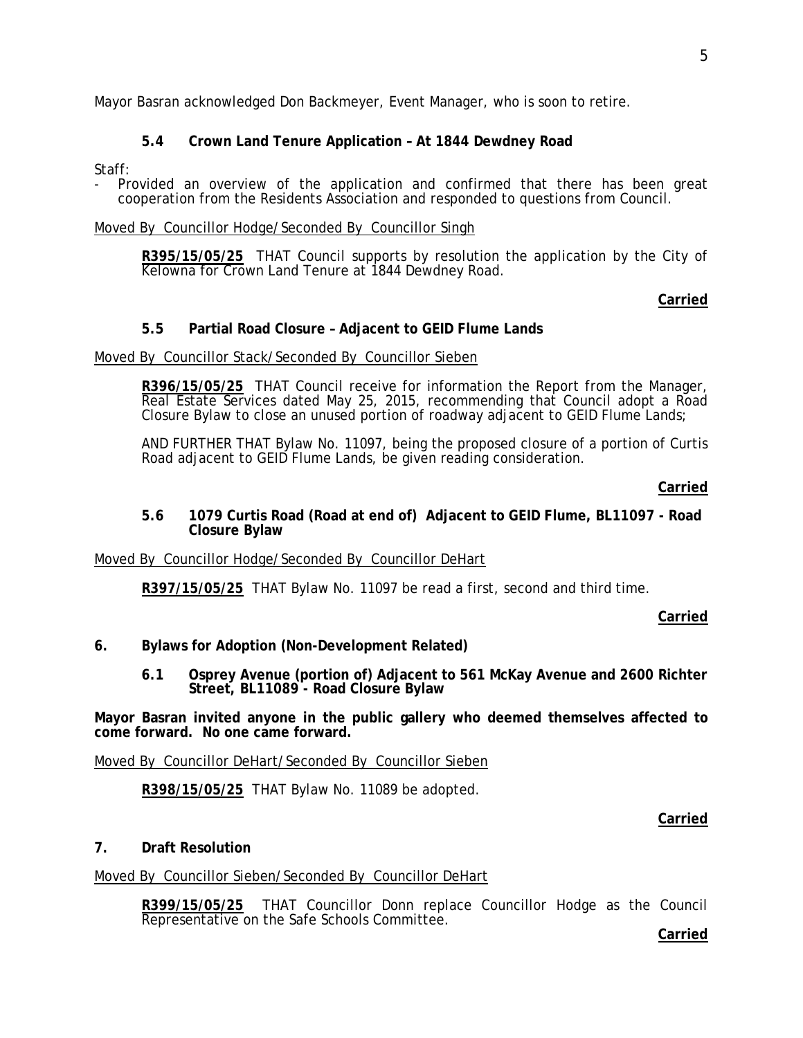Mayor Basran acknowledged Don Backmeyer, Event Manager, who is soon to retire.

### 5.4 Crown Land Tenure Application – At 1844 Dewdney Road

Staff:

- Provided an overview of the application and confirmed that there has been great cooperation from the Residents Association and responded to questions from Council.

Moved By Councillor Hodge/Seconded By Councillor Singh

**R395/15/05/25** THAT Council supports by resolution the application by the City of Kelowna for Crown Land Tenure at 1844 Dewdney Road.

**Carried**

### 5.5 Partial Road Closure – Adjacent to GEID Flume Lands

Moved By Councillor Stack/Seconded By Councillor Sieben

**R396/15/05/25** THAT Council receive for information the Report from the Manager, Real Estate Services dated May 25, 2015, recommending that Council adopt a Road Closure Bylaw to close an unused portion of roadway adjacent to GEID Flume Lands;

AND FURTHER THAT Bylaw No. 11097, being the proposed closure of a portion of Curtis Road adjacent to GEID Flume Lands, be given reading consideration.

**Carried**

### 5.6 1079 Curtis Road (Road at end of) Adjacent to GEID Flume, BL11097 - Road Closure Bylaw

Moved By Councillor Hodge/Seconded By Councillor DeHart

**R397/15/05/25** THAT Bylaw No. 11097 be read a first, second and third time.

**Carried**

## 6. Bylaws for Adoption (Non-Development Related)

### 6.1 Osprey Avenue (portion of) Adjacent to 561 McKay Avenue and 2600 Richter Street, BL11089 - Road Closure Bylaw

**Mayor Basran invited anyone in the public gallery who deemed themselves affected to come forward. No one came forward.**

Moved By Councillor DeHart/Seconded By Councillor Sieben

**R398/15/05/25** THAT Bylaw No. 11089 be adopted.

**Carried**

## 7. Draft Resolution

Moved By Councillor Sieben/Seconded By Councillor DeHart

**R399/15/05/25** THAT Councillor Donn replace Councillor Hodge as the Council Representative on the Safe Schools Committee.

**Carried**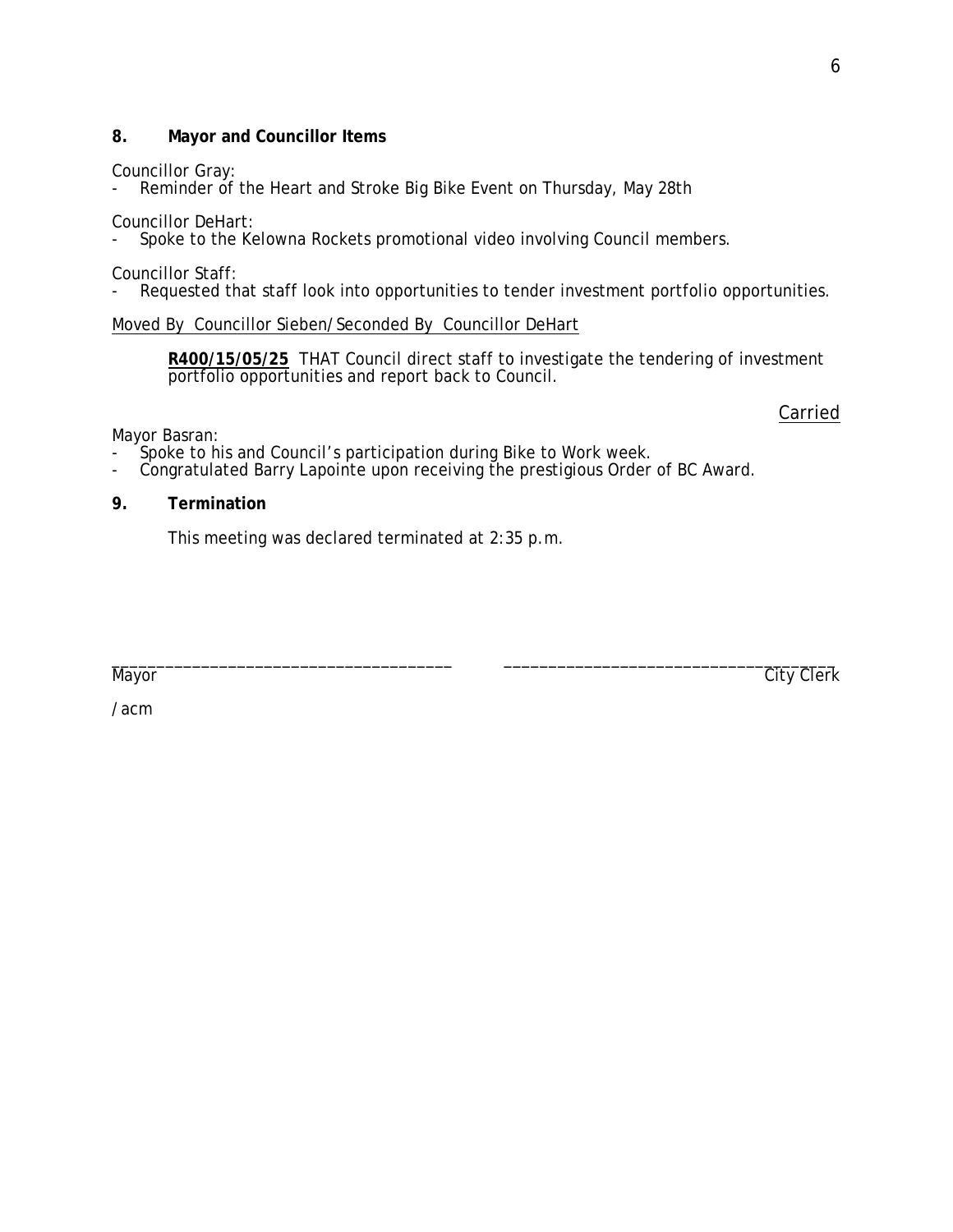## 8. Mayor and Councillor Items

Councillor Gray:
- Reminder of the Heart and Stroke Big Bike Event on Thursday, May 28th

Councillor DeHart:
- Spoke to the Kelowna Rockets promotional video involving Council members.

Councillor Stack:
- Requested that staff look into opportunities to tender investment portfolio opportunities.

Moved By Councillor Sieben/Seconded By Councillor DeHart

**R400/15/05/25** THAT Council direct staff to investigate the tendering of investment portfolio opportunities and report back to Council.

Carried

Mayor Basran:
- Spoke to his and Council's participation during Bike to Work week.
- Congratulated Barry Lapointe upon receiving the prestigious Order of BC Award.

## 9. Termination

This meeting was declared terminated at 2:35 p.m.

_______________________________________ _____________________________________
Mayor City Clerk

/acm